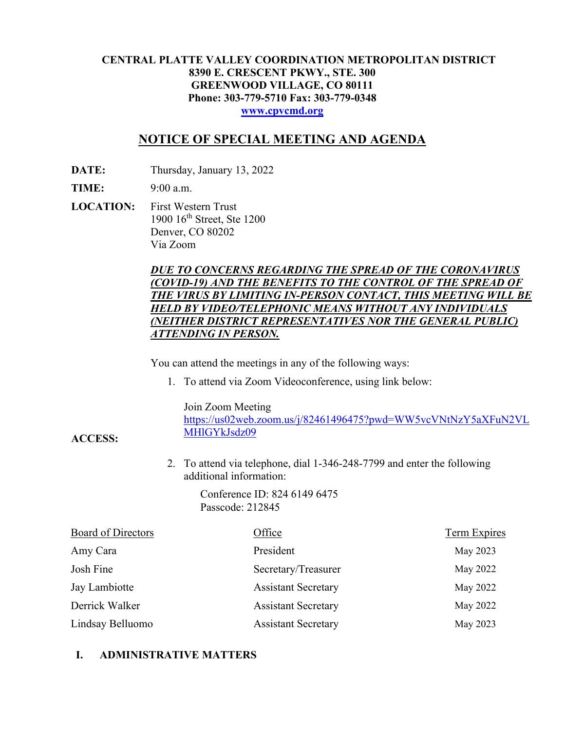**CENTRAL PLATTE VALLEY COORDINATION METROPOLITAN DISTRICT**
**8390 E. CRESCENT PKWY., STE. 300**
**GREENWOOD VILLAGE, CO 80111**
**Phone: 303-779-5710 Fax: 303-779-0348**
**[www.cpvcmd.org](http://www.cpvcmd.org)**

# NOTICE OF SPECIAL MEETING AND AGENDA

**DATE:** Thursday, January 13, 2022

**TIME:** 9:00 a.m.

**LOCATION:** First Western Trust
1900 16th Street, Ste 1200
Denver, CO 80202
Via Zoom

***DUE TO CONCERNS REGARDING THE SPREAD OF THE CORONAVIRUS (COVID-19) AND THE BENEFITS TO THE CONTROL OF THE SPREAD OF THE VIRUS BY LIMITING IN-PERSON CONTACT, THIS MEETING WILL BE HELD BY VIDEO/TELEPHONIC MEANS WITHOUT ANY INDIVIDUALS (NEITHER DISTRICT REPRESENTATIVES NOR THE GENERAL PUBLIC) ATTENDING IN PERSON.***

**ACCESS:**

You can attend the meetings in any of the following ways:

1. To attend via Zoom Videoconference, using link below:

   Join Zoom Meeting
   https://us02web.zoom.us/j/82461496475?pwd=WW5vcVNtNzY5aXFuN2VLMHlGYkJsdz09

2. To attend via telephone, dial 1-346-248-7799 and enter the following additional information:

   Conference ID: 824 6149 6475
   Passcode: 212845

| Board of Directors | Office | Term Expires |
|---|---|---|
| Amy Cara | President | May 2023 |
| Josh Fine | Secretary/Treasurer | May 2022 |
| Jay Lambiotte | Assistant Secretary | May 2022 |
| Derrick Walker | Assistant Secretary | May 2022 |
| Lindsay Belluomo | Assistant Secretary | May 2023 |

## I. ADMINISTRATIVE MATTERS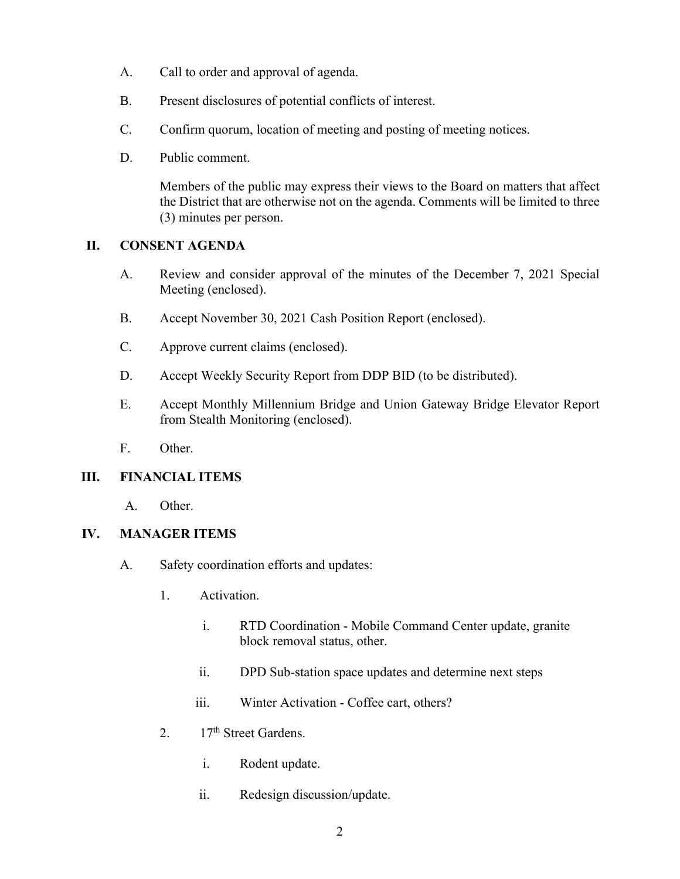A. Call to order and approval of agenda.

B. Present disclosures of potential conflicts of interest.

C. Confirm quorum, location of meeting and posting of meeting notices.

D. Public comment.

Members of the public may express their views to the Board on matters that affect the District that are otherwise not on the agenda. Comments will be limited to three (3) minutes per person.

## II. CONSENT AGENDA

A. Review and consider approval of the minutes of the December 7, 2021 Special Meeting (enclosed).

B. Accept November 30, 2021 Cash Position Report (enclosed).

C. Approve current claims (enclosed).

D. Accept Weekly Security Report from DDP BID (to be distributed).

E. Accept Monthly Millennium Bridge and Union Gateway Bridge Elevator Report from Stealth Monitoring (enclosed).

F. Other.

## III. FINANCIAL ITEMS

A. Other.

## IV. MANAGER ITEMS

A. Safety coordination efforts and updates:

1. Activation.

   i. RTD Coordination - Mobile Command Center update, granite block removal status, other.

   ii. DPD Sub-station space updates and determine next steps

   iii. Winter Activation - Coffee cart, others?

2. 17th Street Gardens.

   i. Rodent update.

   ii. Redesign discussion/update.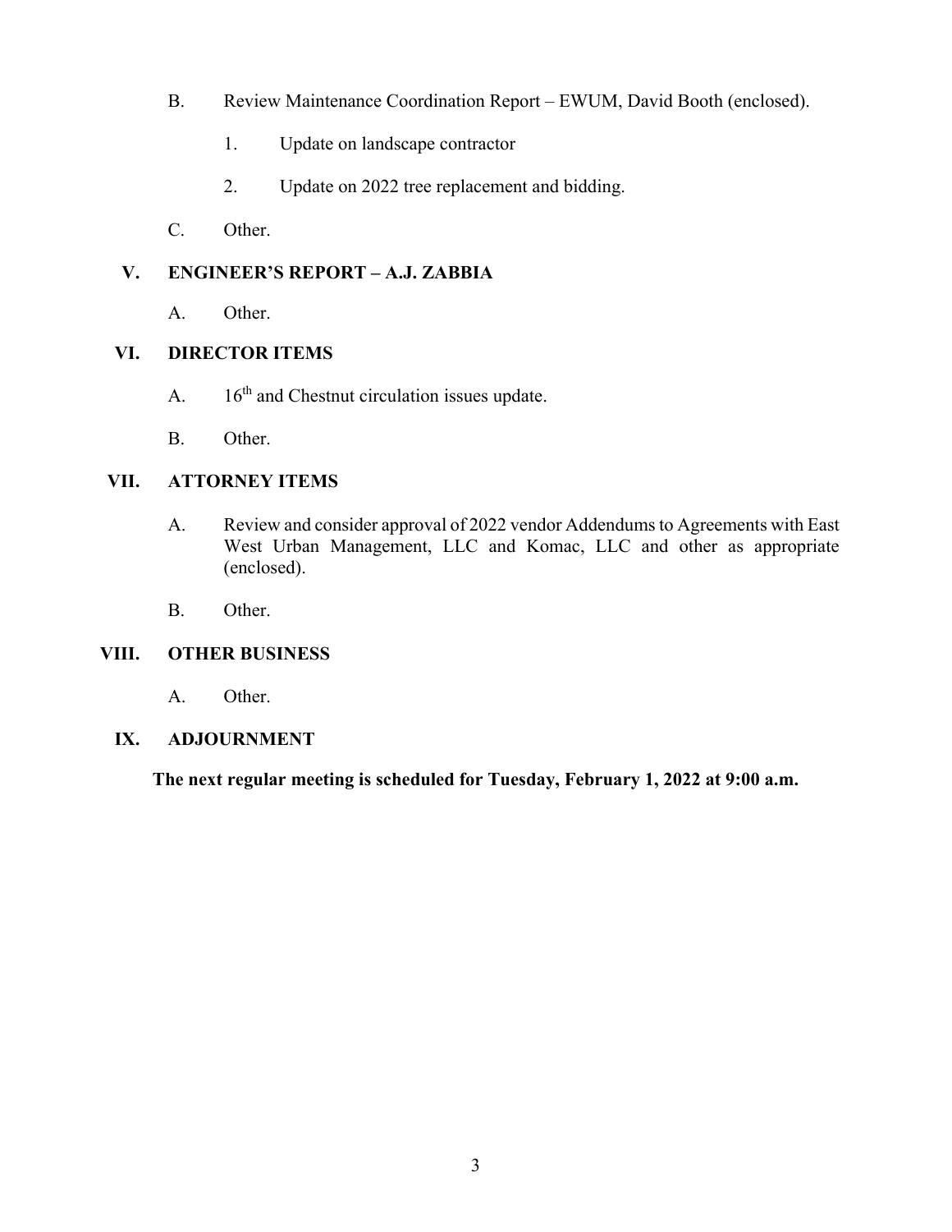B. Review Maintenance Coordination Report – EWUM, David Booth (enclosed).

   1. Update on landscape contractor

   2. Update on 2022 tree replacement and bidding.

C. Other.

## V. ENGINEER'S REPORT – A.J. ZABBIA

A. Other.

## VI. DIRECTOR ITEMS

A. 16th and Chestnut circulation issues update.

B. Other.

## VII. ATTORNEY ITEMS

A. Review and consider approval of 2022 vendor Addendums to Agreements with East West Urban Management, LLC and Komac, LLC and other as appropriate (enclosed).

B. Other.

## VIII. OTHER BUSINESS

A. Other.

## IX. ADJOURNMENT

**The next regular meeting is scheduled for Tuesday, February 1, 2022 at 9:00 a.m.**